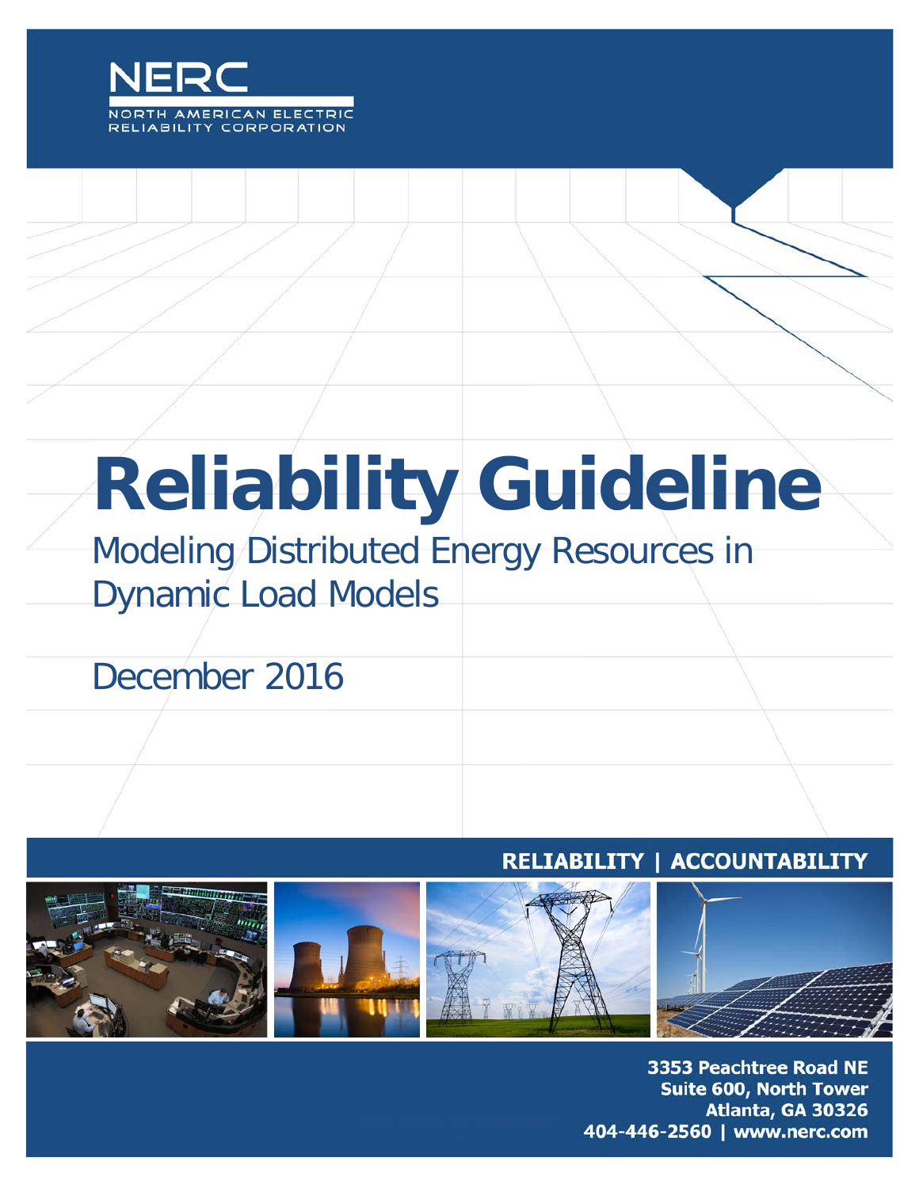NERC

NORTH AMERICAN ELECTRIC RELIABILITY CORPORATION

# Reliability Guideline

## Modeling Distributed Energy Resources in Dynamic Load Models

December 2016

RELIABILITY | ACCOUNTABILITY

3353 Peachtree Road NE
Suite 600, North Tower
Atlanta, GA 30326
404-446-2560 | www.nerc.com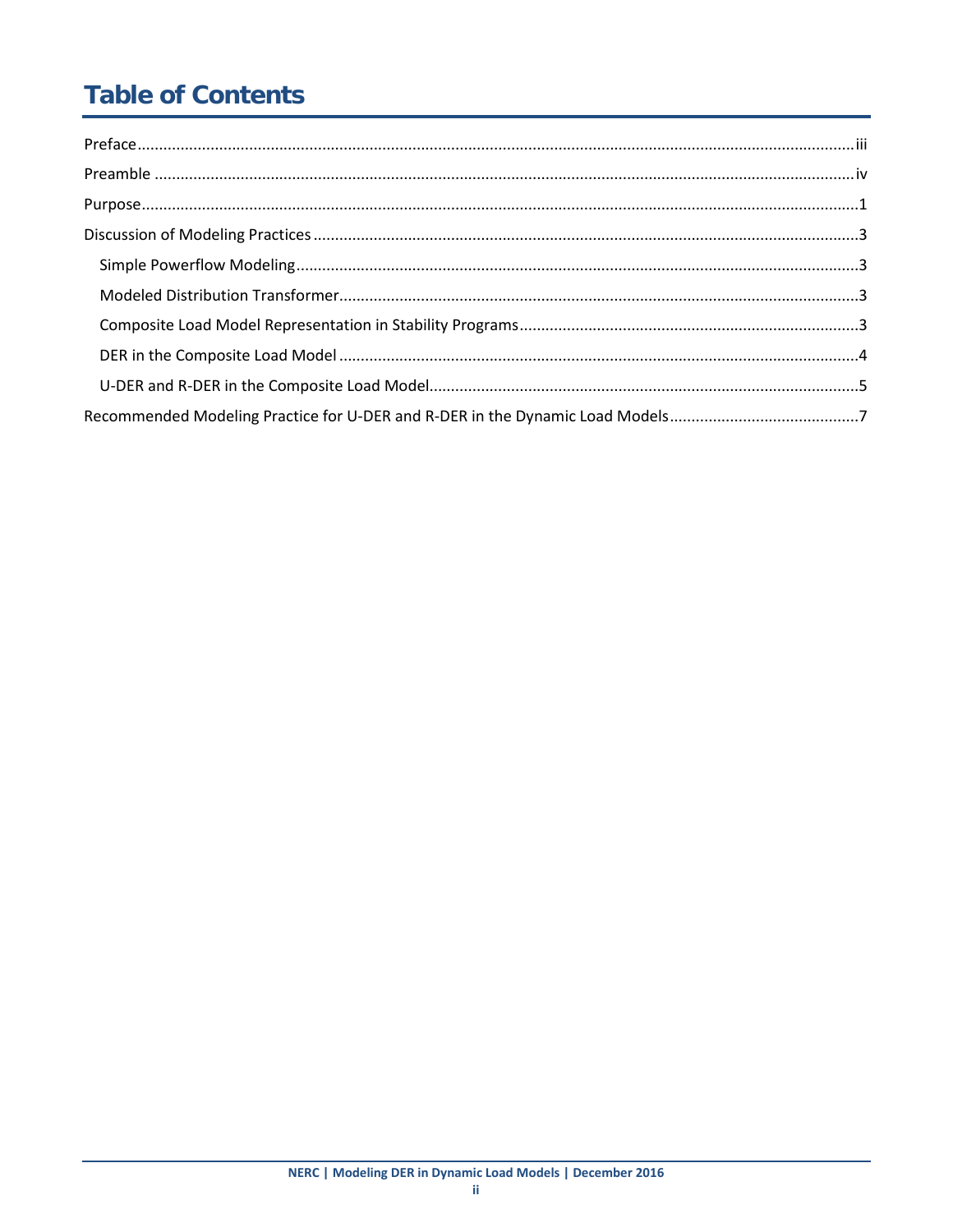# Table of Contents

Preface ....................................................................................................................................................iii

Preamble ................................................................................................................................................iv

Purpose.....................................................................................................................................................1

Discussion of Modeling Practices .............................................................................................................3

- Simple Powerflow Modeling.................................................................................................................3
- Modeled Distribution Transformer........................................................................................................3
- Composite Load Model Representation in Stability Programs..............................................................3
- DER in the Composite Load Model .......................................................................................................4
- U-DER and R-DER in the Composite Load Model...................................................................................5

Recommended Modeling Practice for U-DER and R-DER in the Dynamic Load Models............................................7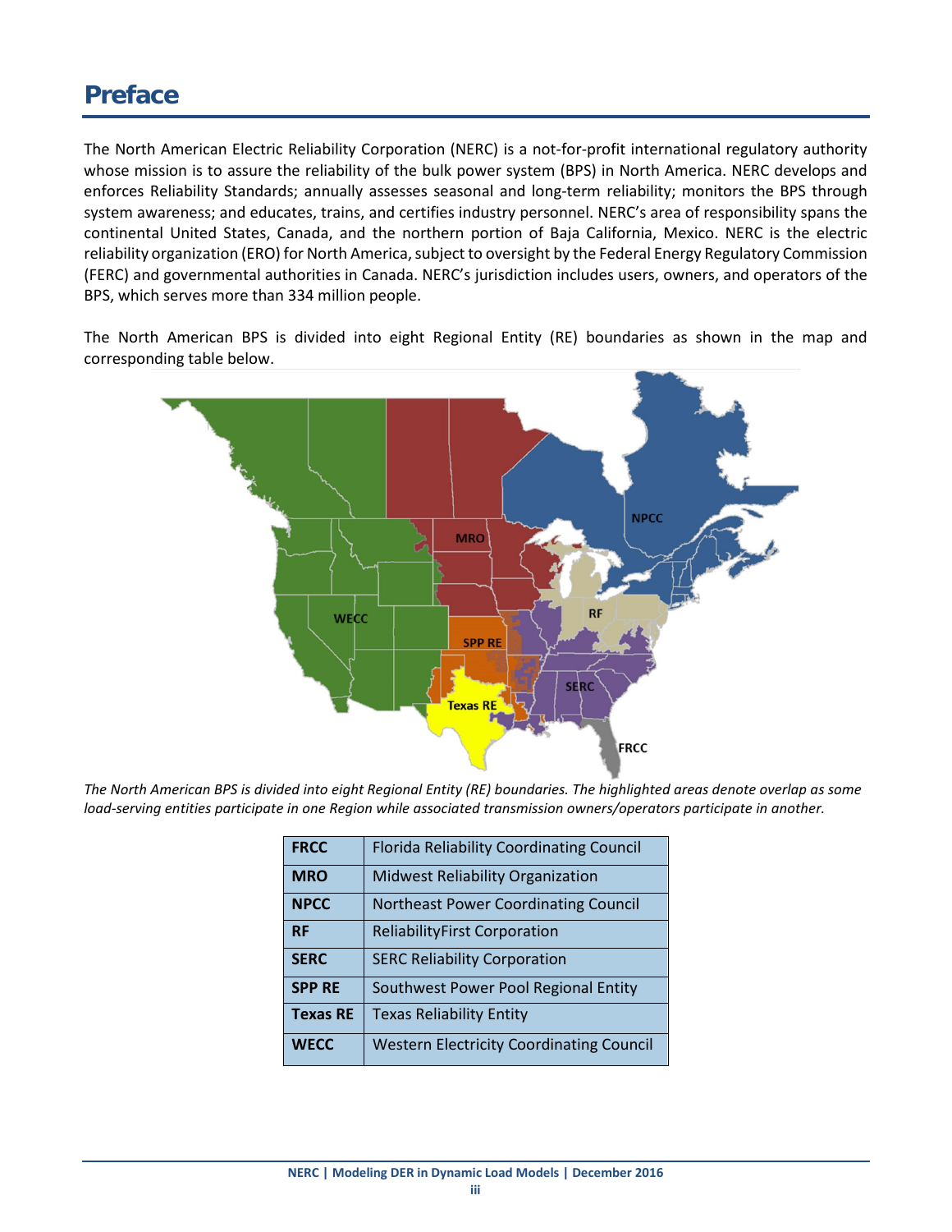# Preface

The North American Electric Reliability Corporation (NERC) is a not-for-profit international regulatory authority whose mission is to assure the reliability of the bulk power system (BPS) in North America. NERC develops and enforces Reliability Standards; annually assesses seasonal and long-term reliability; monitors the BPS through system awareness; and educates, trains, and certifies industry personnel. NERC's area of responsibility spans the continental United States, Canada, and the northern portion of Baja California, Mexico. NERC is the electric reliability organization (ERO) for North America, subject to oversight by the Federal Energy Regulatory Commission (FERC) and governmental authorities in Canada. NERC's jurisdiction includes users, owners, and operators of the BPS, which serves more than 334 million people.

The North American BPS is divided into eight Regional Entity (RE) boundaries as shown in the map and corresponding table below.

*The North American BPS is divided into eight Regional Entity (RE) boundaries. The highlighted areas denote overlap as some load-serving entities participate in one Region while associated transmission owners/operators participate in another.*

| | |
|---|---|
| **FRCC** | Florida Reliability Coordinating Council |
| **MRO** | Midwest Reliability Organization |
| **NPCC** | Northeast Power Coordinating Council |
| **RF** | ReliabilityFirst Corporation |
| **SERC** | SERC Reliability Corporation |
| **SPP RE** | Southwest Power Pool Regional Entity |
| **Texas RE** | Texas Reliability Entity |
| **WECC** | Western Electricity Coordinating Council |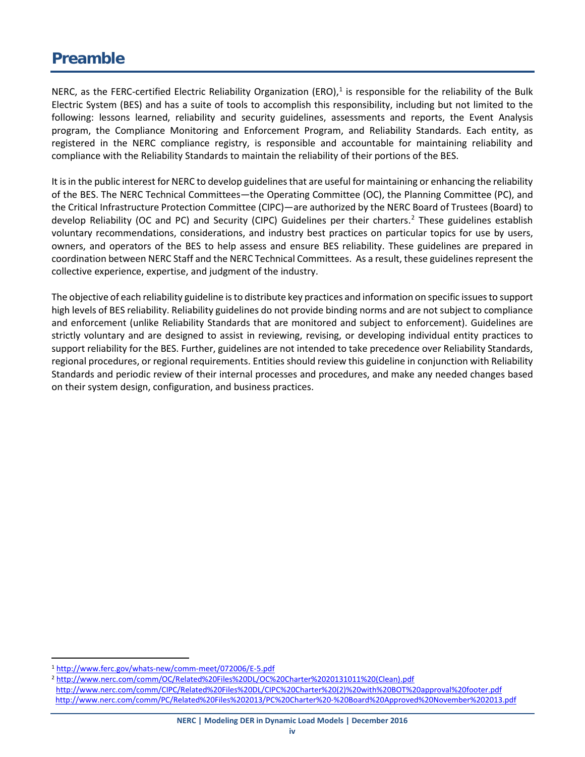# Preamble

NERC, as the FERC-certified Electric Reliability Organization (ERO),[1] is responsible for the reliability of the Bulk Electric System (BES) and has a suite of tools to accomplish this responsibility, including but not limited to the following: lessons learned, reliability and security guidelines, assessments and reports, the Event Analysis program, the Compliance Monitoring and Enforcement Program, and Reliability Standards. Each entity, as registered in the NERC compliance registry, is responsible and accountable for maintaining reliability and compliance with the Reliability Standards to maintain the reliability of their portions of the BES.

It is in the public interest for NERC to develop guidelines that are useful for maintaining or enhancing the reliability of the BES. The NERC Technical Committees—the Operating Committee (OC), the Planning Committee (PC), and the Critical Infrastructure Protection Committee (CIPC)—are authorized by the NERC Board of Trustees (Board) to develop Reliability (OC and PC) and Security (CIPC) Guidelines per their charters.[2] These guidelines establish voluntary recommendations, considerations, and industry best practices on particular topics for use by users, owners, and operators of the BES to help assess and ensure BES reliability. These guidelines are prepared in coordination between NERC Staff and the NERC Technical Committees. As a result, these guidelines represent the collective experience, expertise, and judgment of the industry.

The objective of each reliability guideline is to distribute key practices and information on specific issues to support high levels of BES reliability. Reliability guidelines do not provide binding norms and are not subject to compliance and enforcement (unlike Reliability Standards that are monitored and subject to enforcement). Guidelines are strictly voluntary and are designed to assist in reviewing, revising, or developing individual entity practices to support reliability for the BES. Further, guidelines are not intended to take precedence over Reliability Standards, regional procedures, or regional requirements. Entities should review this guideline in conjunction with Reliability Standards and periodic review of their internal processes and procedures, and make any needed changes based on their system design, configuration, and business practices.

---

[1] http://www.ferc.gov/whats-new/comm-meet/072006/E-5.pdf

[2] http://www.nerc.com/comm/OC/Related%20Files%20DL/OC%20Charter%2020131011%20(Clean).pdf
http://www.nerc.com/comm/CIPC/Related%20Files%20DL/CIPC%20Charter%20(2)%20with%20BOT%20approval%20footer.pdf
http://www.nerc.com/comm/PC/Related%20Files%202013/PC%20Charter%20-%20Board%20Approved%20November%202013.pdf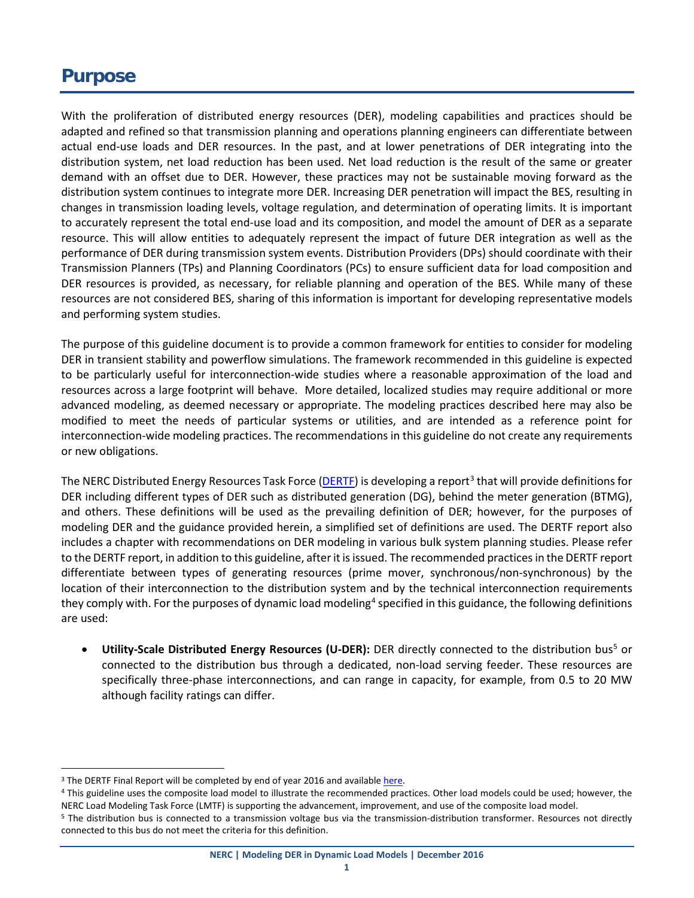# Purpose

With the proliferation of distributed energy resources (DER), modeling capabilities and practices should be adapted and refined so that transmission planning and operations planning engineers can differentiate between actual end-use loads and DER resources. In the past, and at lower penetrations of DER integrating into the distribution system, net load reduction has been used. Net load reduction is the result of the same or greater demand with an offset due to DER. However, these practices may not be sustainable moving forward as the distribution system continues to integrate more DER. Increasing DER penetration will impact the BES, resulting in changes in transmission loading levels, voltage regulation, and determination of operating limits. It is important to accurately represent the total end-use load and its composition, and model the amount of DER as a separate resource. This will allow entities to adequately represent the impact of future DER integration as well as the performance of DER during transmission system events. Distribution Providers (DPs) should coordinate with their Transmission Planners (TPs) and Planning Coordinators (PCs) to ensure sufficient data for load composition and DER resources is provided, as necessary, for reliable planning and operation of the BES. While many of these resources are not considered BES, sharing of this information is important for developing representative models and performing system studies.

The purpose of this guideline document is to provide a common framework for entities to consider for modeling DER in transient stability and powerflow simulations. The framework recommended in this guideline is expected to be particularly useful for interconnection-wide studies where a reasonable approximation of the load and resources across a large footprint will behave. More detailed, localized studies may require additional or more advanced modeling, as deemed necessary or appropriate. The modeling practices described here may also be modified to meet the needs of particular systems or utilities, and are intended as a reference point for interconnection-wide modeling practices. The recommendations in this guideline do not create any requirements or new obligations.

The NERC Distributed Energy Resources Task Force (DERTF) is developing a report[3] that will provide definitions for DER including different types of DER such as distributed generation (DG), behind the meter generation (BTMG), and others. These definitions will be used as the prevailing definition of DER; however, for the purposes of modeling DER and the guidance provided herein, a simplified set of definitions are used. The DERTF report also includes a chapter with recommendations on DER modeling in various bulk system planning studies. Please refer to the DERTF report, in addition to this guideline, after it is issued. The recommended practices in the DERTF report differentiate between types of generating resources (prime mover, synchronous/non-synchronous) by the location of their interconnection to the distribution system and by the technical interconnection requirements they comply with. For the purposes of dynamic load modeling[4] specified in this guidance, the following definitions are used:

- **Utility-Scale Distributed Energy Resources (U-DER):** DER directly connected to the distribution bus[5] or connected to the distribution bus through a dedicated, non-load serving feeder. These resources are specifically three-phase interconnections, and can range in capacity, for example, from 0.5 to 20 MW although facility ratings can differ.

---

[3] The DERTF Final Report will be completed by end of year 2016 and available here.

[4] This guideline uses the composite load model to illustrate the recommended practices. Other load models could be used; however, the NERC Load Modeling Task Force (LMTF) is supporting the advancement, improvement, and use of the composite load model.

[5] The distribution bus is connected to a transmission voltage bus via the transmission-distribution transformer. Resources not directly connected to this bus do not meet the criteria for this definition.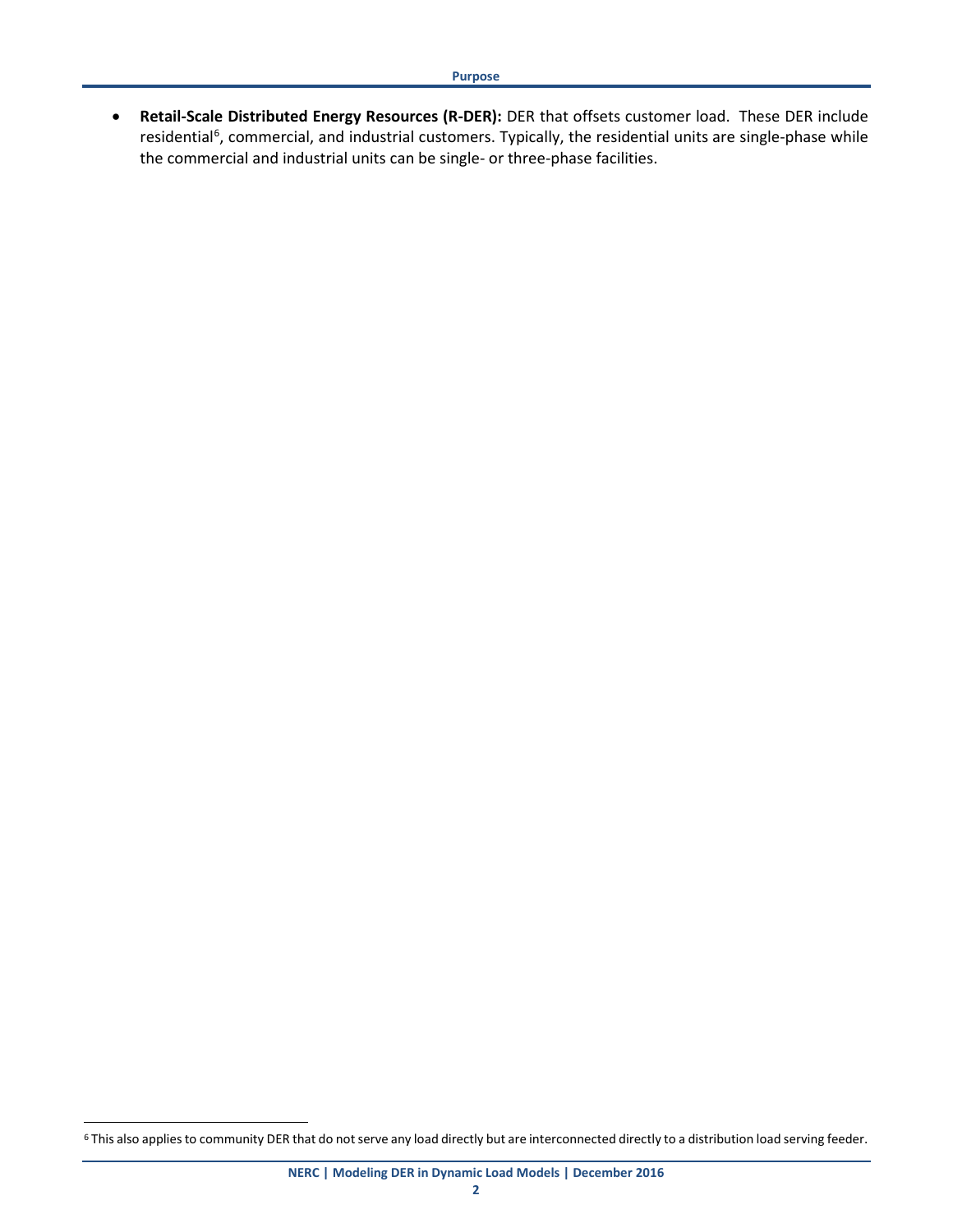- **Retail-Scale Distributed Energy Resources (R-DER):** DER that offsets customer load. These DER include residential[6], commercial, and industrial customers. Typically, the residential units are single-phase while the commercial and industrial units can be single- or three-phase facilities.

[6] This also applies to community DER that do not serve any load directly but are interconnected directly to a distribution load serving feeder.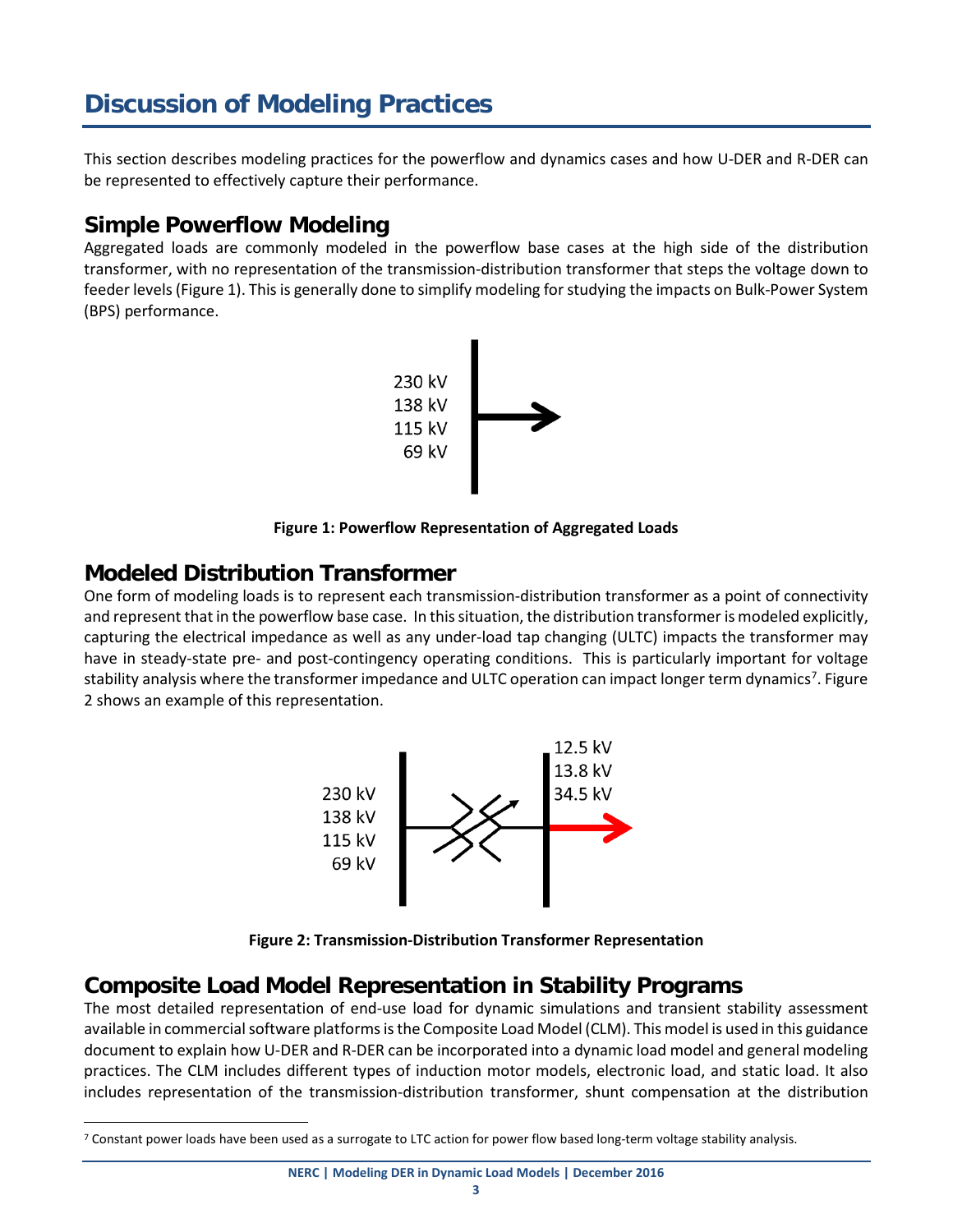# Discussion of Modeling Practices

This section describes modeling practices for the powerflow and dynamics cases and how U-DER and R-DER can be represented to effectively capture their performance.

## Simple Powerflow Modeling

Aggregated loads are commonly modeled in the powerflow base cases at the high side of the distribution transformer, with no representation of the transmission-distribution transformer that steps the voltage down to feeder levels (Figure 1). This is generally done to simplify modeling for studying the impacts on Bulk-Power System (BPS) performance.

230 kV
138 kV
115 kV
69 kV

**Figure 1: Powerflow Representation of Aggregated Loads**

## Modeled Distribution Transformer

One form of modeling loads is to represent each transmission-distribution transformer as a point of connectivity and represent that in the powerflow base case. In this situation, the distribution transformer is modeled explicitly, capturing the electrical impedance as well as any under-load tap changing (ULTC) impacts the transformer may have in steady-state pre- and post-contingency operating conditions. This is particularly important for voltage stability analysis where the transformer impedance and ULTC operation can impact longer term dynamics[7]. Figure 2 shows an example of this representation.

230 kV
138 kV
115 kV
69 kV

12.5 kV
13.8 kV
34.5 kV

**Figure 2: Transmission-Distribution Transformer Representation**

## Composite Load Model Representation in Stability Programs

The most detailed representation of end-use load for dynamic simulations and transient stability assessment available in commercial software platforms is the Composite Load Model (CLM). This model is used in this guidance document to explain how U-DER and R-DER can be incorporated into a dynamic load model and general modeling practices. The CLM includes different types of induction motor models, electronic load, and static load. It also includes representation of the transmission-distribution transformer, shunt compensation at the distribution

[7] Constant power loads have been used as a surrogate to LTC action for power flow based long-term voltage stability analysis.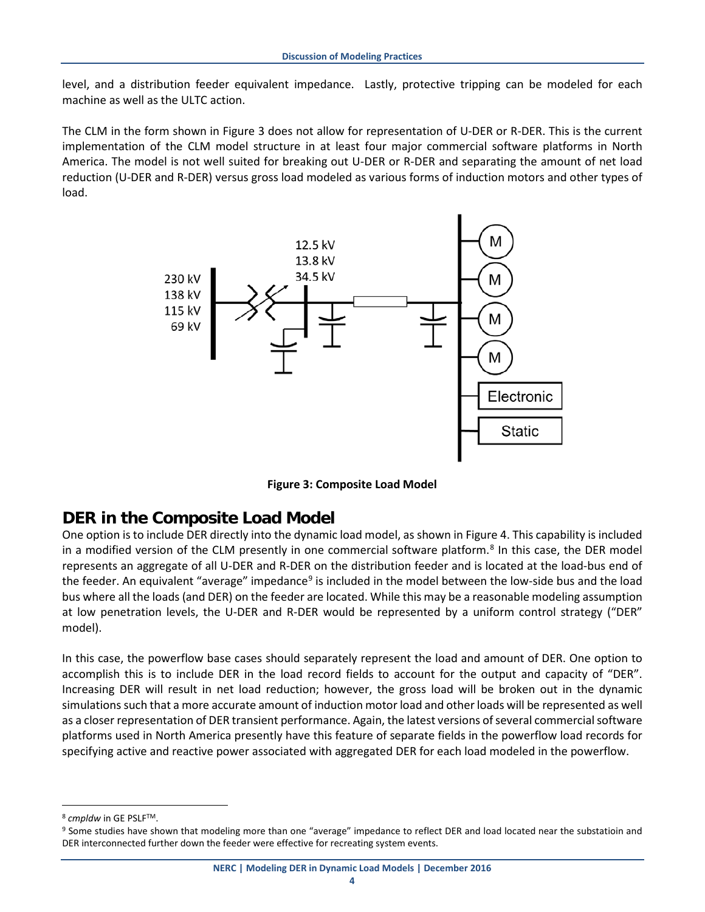level, and a distribution feeder equivalent impedance. Lastly, protective tripping can be modeled for each machine as well as the ULTC action.

The CLM in the form shown in Figure 3 does not allow for representation of U-DER or R-DER. This is the current implementation of the CLM model structure in at least four major commercial software platforms in North America. The model is not well suited for breaking out U-DER or R-DER and separating the amount of net load reduction (U-DER and R-DER) versus gross load modeled as various forms of induction motors and other types of load.

**Figure 3: Composite Load Model**

## DER in the Composite Load Model

One option is to include DER directly into the dynamic load model, as shown in Figure 4. This capability is included in a modified version of the CLM presently in one commercial software platform.[8] In this case, the DER model represents an aggregate of all U-DER and R-DER on the distribution feeder and is located at the load-bus end of the feeder. An equivalent "average" impedance[9] is included in the model between the low-side bus and the load bus where all the loads (and DER) on the feeder are located. While this may be a reasonable modeling assumption at low penetration levels, the U-DER and R-DER would be represented by a uniform control strategy ("DER" model).

In this case, the powerflow base cases should separately represent the load and amount of DER. One option to accomplish this is to include DER in the load record fields to account for the output and capacity of "DER". Increasing DER will result in net load reduction; however, the gross load will be broken out in the dynamic simulations such that a more accurate amount of induction motor load and other loads will be represented as well as a closer representation of DER transient performance. Again, the latest versions of several commercial software platforms used in North America presently have this feature of separate fields in the powerflow load records for specifying active and reactive power associated with aggregated DER for each load modeled in the powerflow.

---

[8] *cmpldw* in GE PSLF™.

[9] Some studies have shown that modeling more than one "average" impedance to reflect DER and load located near the substatioin and DER interconnected further down the feeder were effective for recreating system events.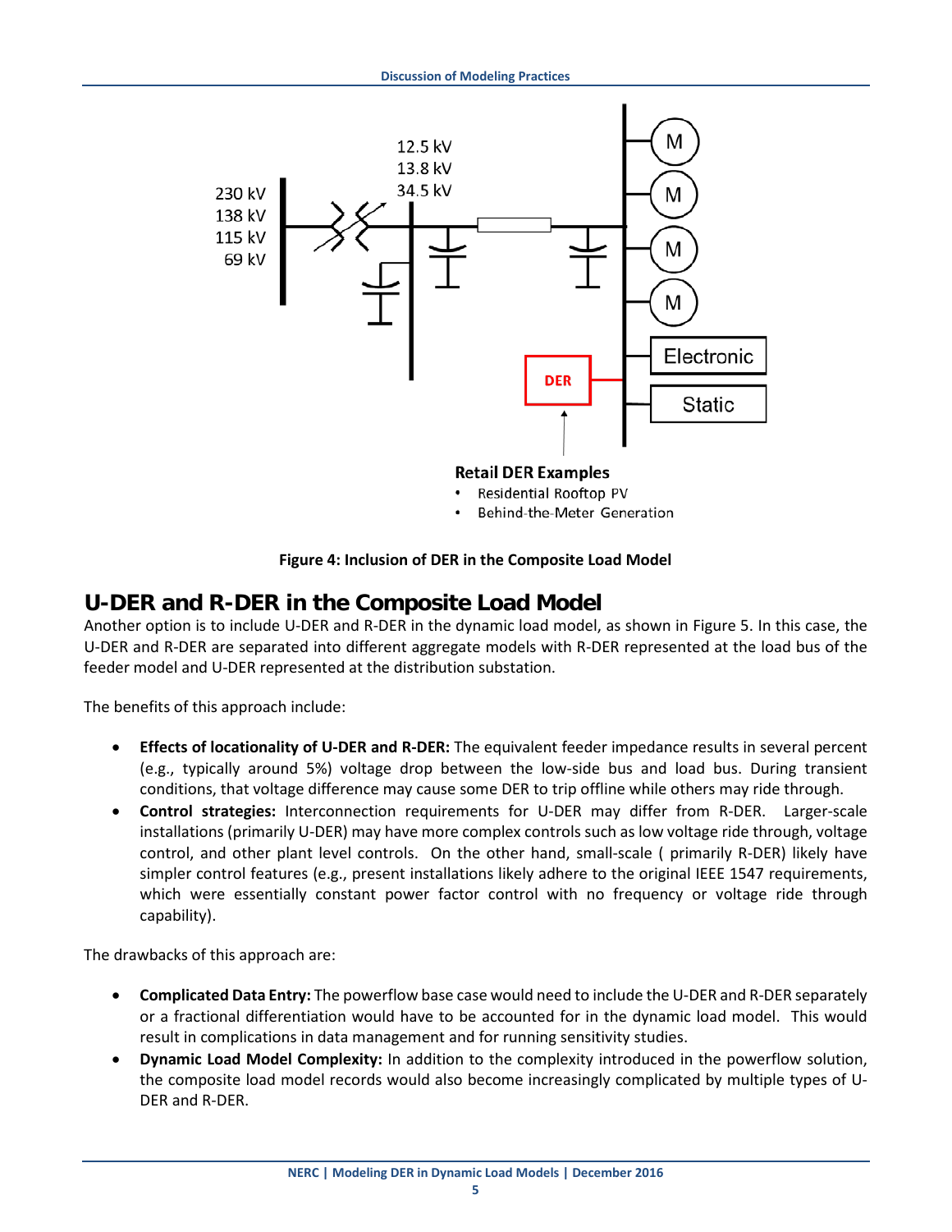Figure 4: Inclusion of DER in the Composite Load Model

## U-DER and R-DER in the Composite Load Model

Another option is to include U-DER and R-DER in the dynamic load model, as shown in Figure 5. In this case, the U-DER and R-DER are separated into different aggregate models with R-DER represented at the load bus of the feeder model and U-DER represented at the distribution substation.

The benefits of this approach include:

- **Effects of locationality of U-DER and R-DER:** The equivalent feeder impedance results in several percent (e.g., typically around 5%) voltage drop between the low-side bus and load bus. During transient conditions, that voltage difference may cause some DER to trip offline while others may ride through.
- **Control strategies:** Interconnection requirements for U-DER may differ from R-DER. Larger-scale installations (primarily U-DER) may have more complex controls such as low voltage ride through, voltage control, and other plant level controls. On the other hand, small-scale ( primarily R-DER) likely have simpler control features (e.g., present installations likely adhere to the original IEEE 1547 requirements, which were essentially constant power factor control with no frequency or voltage ride through capability).

The drawbacks of this approach are:

- **Complicated Data Entry:** The powerflow base case would need to include the U-DER and R-DER separately or a fractional differentiation would have to be accounted for in the dynamic load model. This would result in complications in data management and for running sensitivity studies.
- **Dynamic Load Model Complexity:** In addition to the complexity introduced in the powerflow solution, the composite load model records would also become increasingly complicated by multiple types of U-DER and R-DER.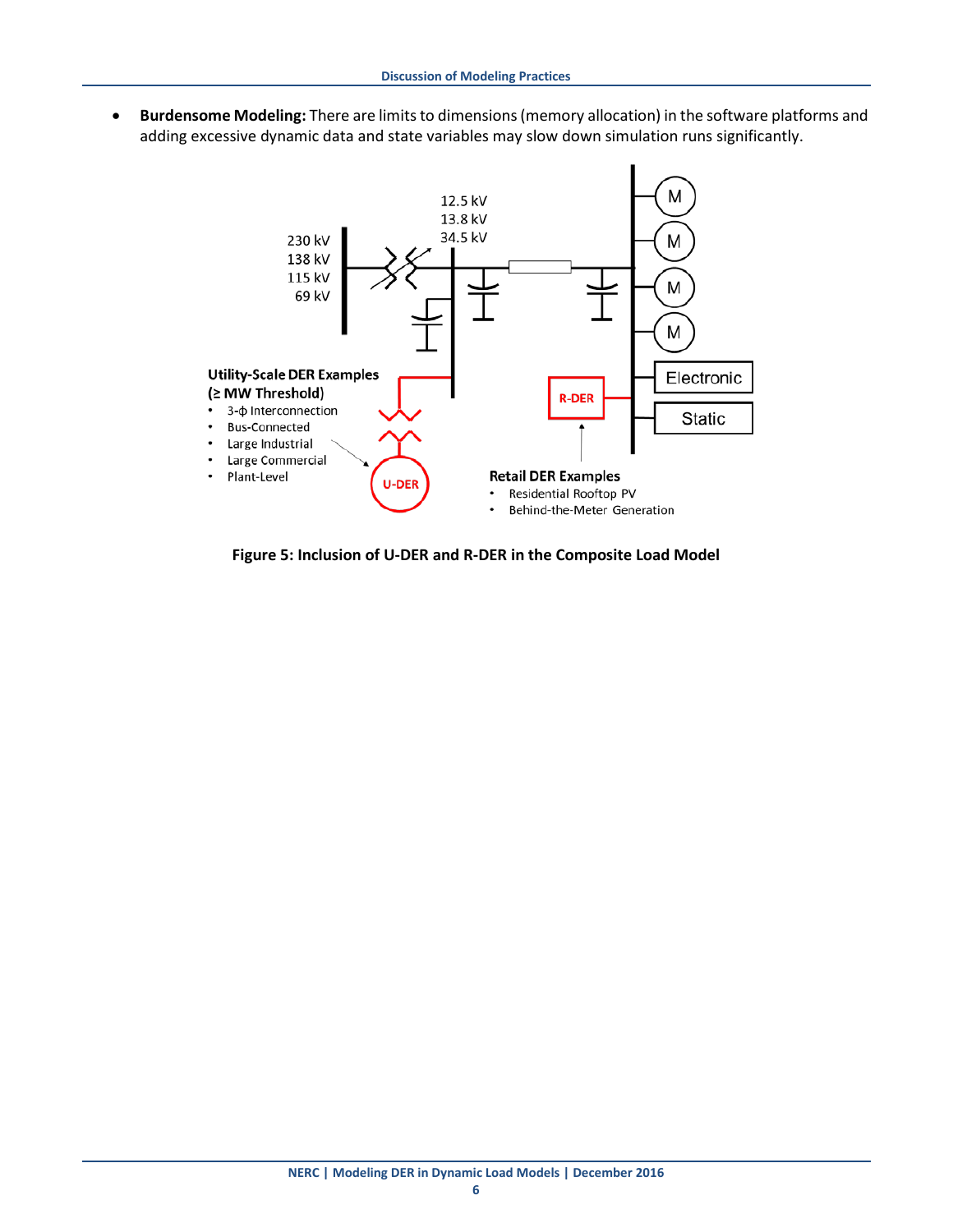- **Burdensome Modeling:** There are limits to dimensions (memory allocation) in the software platforms and adding excessive dynamic data and state variables may slow down simulation runs significantly.

**Figure 5: Inclusion of U-DER and R-DER in the Composite Load Model**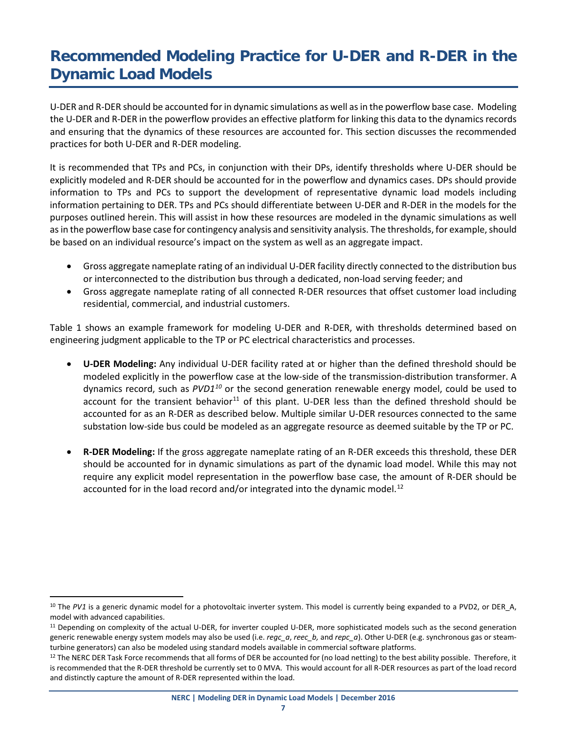# Recommended Modeling Practice for U-DER and R-DER in the Dynamic Load Models

U-DER and R-DER should be accounted for in dynamic simulations as well as in the powerflow base case. Modeling the U-DER and R-DER in the powerflow provides an effective platform for linking this data to the dynamics records and ensuring that the dynamics of these resources are accounted for. This section discusses the recommended practices for both U-DER and R-DER modeling.

It is recommended that TPs and PCs, in conjunction with their DPs, identify thresholds where U-DER should be explicitly modeled and R-DER should be accounted for in the powerflow and dynamics cases. DPs should provide information to TPs and PCs to support the development of representative dynamic load models including information pertaining to DER. TPs and PCs should differentiate between U-DER and R-DER in the models for the purposes outlined herein. This will assist in how these resources are modeled in the dynamic simulations as well as in the powerflow base case for contingency analysis and sensitivity analysis. The thresholds, for example, should be based on an individual resource's impact on the system as well as an aggregate impact.

- Gross aggregate nameplate rating of an individual U-DER facility directly connected to the distribution bus or interconnected to the distribution bus through a dedicated, non-load serving feeder; and
- Gross aggregate nameplate rating of all connected R-DER resources that offset customer load including residential, commercial, and industrial customers.

Table 1 shows an example framework for modeling U-DER and R-DER, with thresholds determined based on engineering judgment applicable to the TP or PC electrical characteristics and processes.

- **U-DER Modeling:** Any individual U-DER facility rated at or higher than the defined threshold should be modeled explicitly in the powerflow case at the low-side of the transmission-distribution transformer. A dynamics record, such as *PVD1*[10] or the second generation renewable energy model, could be used to account for the transient behavior[11] of this plant. U-DER less than the defined threshold should be accounted for as an R-DER as described below. Multiple similar U-DER resources connected to the same substation low-side bus could be modeled as an aggregate resource as deemed suitable by the TP or PC.

- **R-DER Modeling:** If the gross aggregate nameplate rating of an R-DER exceeds this threshold, these DER should be accounted for in dynamic simulations as part of the dynamic load model. While this may not require any explicit model representation in the powerflow base case, the amount of R-DER should be accounted for in the load record and/or integrated into the dynamic model.[12]

---

[10] The *PV1* is a generic dynamic model for a photovoltaic inverter system. This model is currently being expanded to a PVD2, or DER_A, model with advanced capabilities.

[11] Depending on complexity of the actual U-DER, for inverter coupled U-DER, more sophisticated models such as the second generation generic renewable energy system models may also be used (i.e. *regc_a*, *reec_b,* and *repc_a*). Other U-DER (e.g. synchronous gas or steam-turbine generators) can also be modeled using standard models available in commercial software platforms.

[12] The NERC DER Task Force recommends that all forms of DER be accounted for (no load netting) to the best ability possible. Therefore, it is recommended that the R-DER threshold be currently set to 0 MVA. This would account for all R-DER resources as part of the load record and distinctly capture the amount of R-DER represented within the load.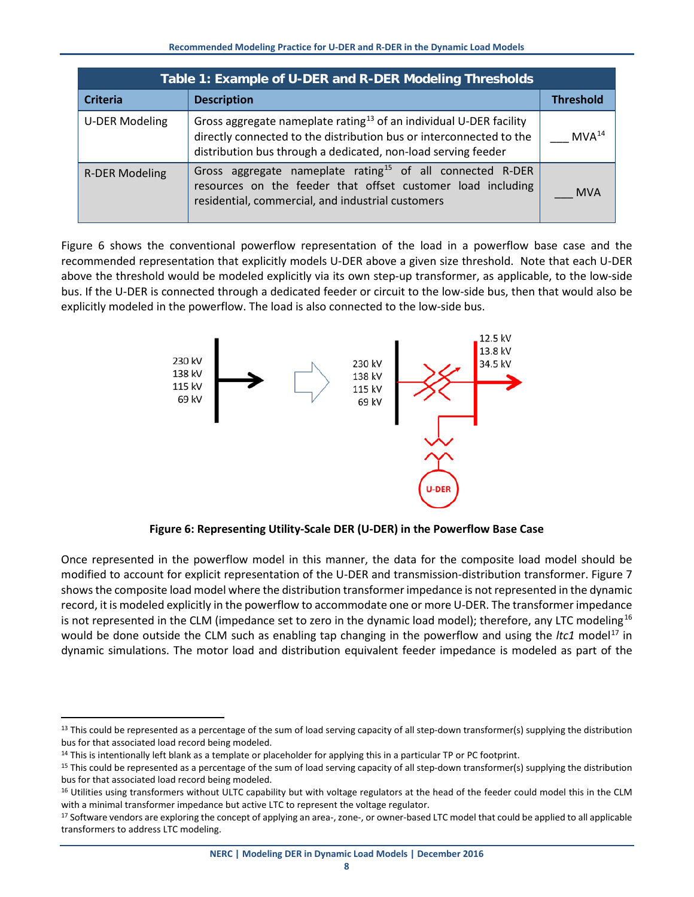**Table 1: Example of U-DER and R-DER Modeling Thresholds**

| Criteria | Description | Threshold |
|---|---|---|
| U-DER Modeling | Gross aggregate nameplate rating[13] of an individual U-DER facility directly connected to the distribution bus or interconnected to the distribution bus through a dedicated, non-load serving feeder | ___ MVA[14] |
| R-DER Modeling | Gross aggregate nameplate rating[15] of all connected R-DER resources on the feeder that offset customer load including residential, commercial, and industrial customers | ___ MVA |

Figure 6 shows the conventional powerflow representation of the load in a powerflow base case and the recommended representation that explicitly models U-DER above a given size threshold. Note that each U-DER above the threshold would be modeled explicitly via its own step-up transformer, as applicable, to the low-side bus. If the U-DER is connected through a dedicated feeder or circuit to the low-side bus, then that would also be explicitly modeled in the powerflow. The load is also connected to the low-side bus.

**Figure 6: Representing Utility-Scale DER (U-DER) in the Powerflow Base Case**

Once represented in the powerflow model in this manner, the data for the composite load model should be modified to account for explicit representation of the U-DER and transmission-distribution transformer. Figure 7 shows the composite load model where the distribution transformer impedance is not represented in the dynamic record, it is modeled explicitly in the powerflow to accommodate one or more U-DER. The transformer impedance is not represented in the CLM (impedance set to zero in the dynamic load model); therefore, any LTC modeling[16] would be done outside the CLM such as enabling tap changing in the powerflow and using the *ltc1* model[17] in dynamic simulations. The motor load and distribution equivalent feeder impedance is modeled as part of the

---

[13] This could be represented as a percentage of the sum of load serving capacity of all step-down transformer(s) supplying the distribution bus for that associated load record being modeled.

[14] This is intentionally left blank as a template or placeholder for applying this in a particular TP or PC footprint.

[15] This could be represented as a percentage of the sum of load serving capacity of all step-down transformer(s) supplying the distribution bus for that associated load record being modeled.

[16] Utilities using transformers without ULTC capability but with voltage regulators at the head of the feeder could model this in the CLM with a minimal transformer impedance but active LTC to represent the voltage regulator.

[17] Software vendors are exploring the concept of applying an area-, zone-, or owner-based LTC model that could be applied to all applicable transformers to address LTC modeling.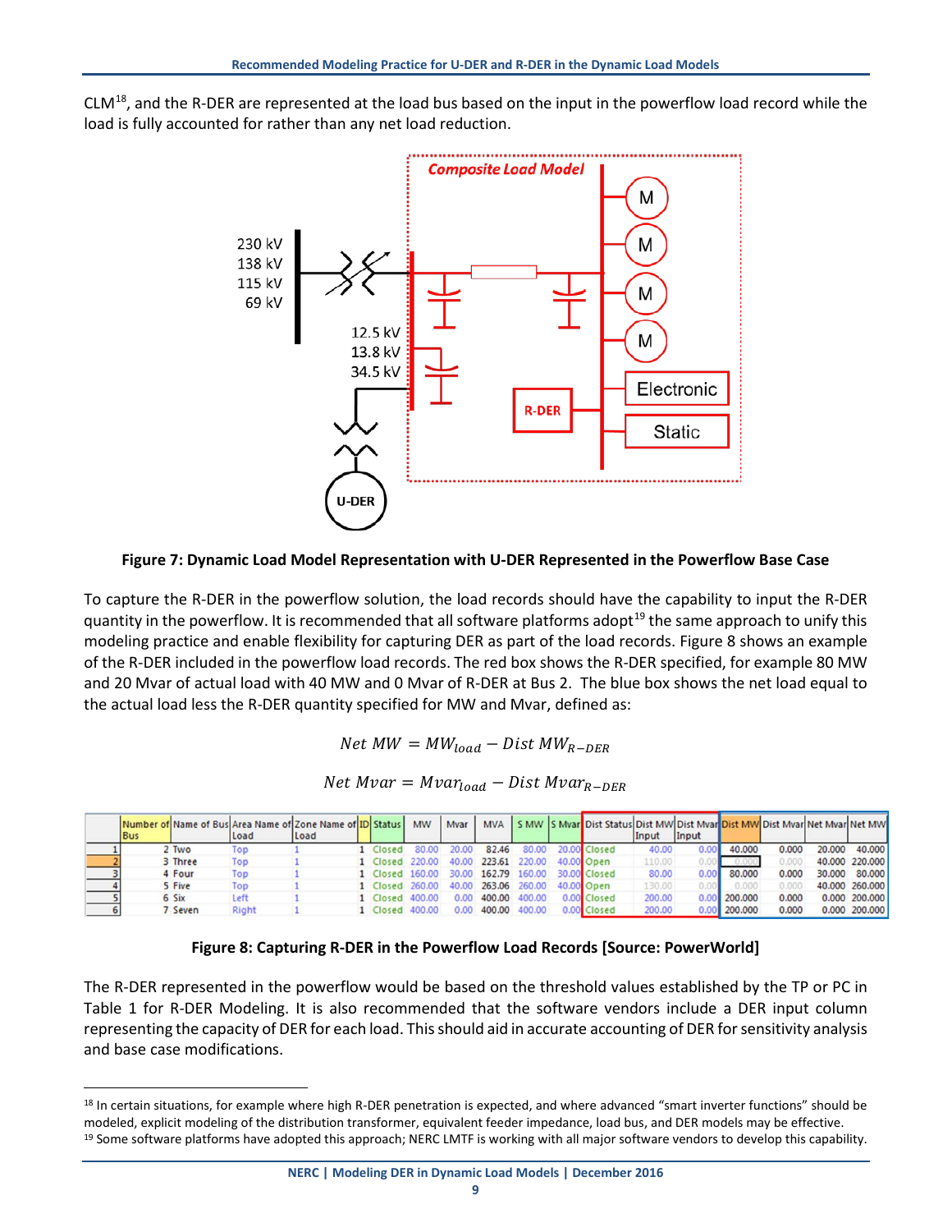CLM[18], and the R-DER are represented at the load bus based on the input in the powerflow load record while the load is fully accounted for rather than any net load reduction.

Composite Load Model

230 kV
138 kV
115 kV
69 kV

12.5 kV
13.8 kV
34.5 kV

M
M
M
M
Electronic
Static
R-DER
U-DER

**Figure 7: Dynamic Load Model Representation with U-DER Represented in the Powerflow Base Case**

To capture the R-DER in the powerflow solution, the load records should have the capability to input the R-DER quantity in the powerflow. It is recommended that all software platforms adopt[19] the same approach to unify this modeling practice and enable flexibility for capturing DER as part of the load records. Figure 8 shows an example of the R-DER included in the powerflow load records. The red box shows the R-DER specified, for example 80 MW and 20 Mvar of actual load with 40 MW and 0 Mvar of R-DER at Bus 2. The blue box shows the net load equal to the actual load less the R-DER quantity specified for MW and Mvar, defined as:

$$Net\ MW = MW_{load} - Dist\ MW_{R-DER}$$

$$Net\ Mvar = Mvar_{load} - Dist\ Mvar_{R-DER}$$

| | Number of Bus | Name of Bus | Area Name of Load | Zone Name of Load | ID | Status | MW | Mvar | MVA | S MW | S Mvar | Dist Status | Dist MW Input | Dist Mvar Input | Dist MW | Dist Mvar | Net Mvar | Net MW |
|---|---|---|---|---|---|---|---|---|---|---|---|---|---|---|---|---|---|---|
| 1 | 2 | Two | Top | 1 | 1 | Closed | 80.00 | 20.00 | 82.46 | 80.00 | 20.00 | Closed | 40.00 | 0.00 | 40.000 | 0.000 | 20.000 | 40.000 |
| 2 | 3 | Three | Top | 1 | 1 | Closed | 220.00 | 40.00 | 223.61 | 220.00 | 40.00 | Open | 110.00 | 0.00 | 0.000 | 0.000 | 40.000 | 220.000 |
| 3 | 4 | Four | Top | 1 | 1 | Closed | 160.00 | 30.00 | 162.79 | 160.00 | 30.00 | Closed | 80.00 | 0.00 | 80.000 | 0.000 | 30.000 | 80.000 |
| 4 | 5 | Five | Top | 1 | 1 | Closed | 260.00 | 40.00 | 263.06 | 260.00 | 40.00 | Open | 130.00 | 0.00 | 0.000 | 0.000 | 40.000 | 260.000 |
| 5 | 6 | Six | Left | 1 | 1 | Closed | 400.00 | 0.00 | 400.00 | 400.00 | 0.00 | Closed | 200.00 | 0.00 | 200.000 | 0.000 | 0.000 | 200.000 |
| 6 | 7 | Seven | Right | 1 | 1 | Closed | 400.00 | 0.00 | 400.00 | 400.00 | 0.00 | Closed | 200.00 | 0.00 | 200.000 | 0.000 | 0.000 | 200.000 |

**Figure 8: Capturing R-DER in the Powerflow Load Records [Source: PowerWorld]**

The R-DER represented in the powerflow would be based on the threshold values established by the TP or PC in Table 1 for R-DER Modeling. It is also recommended that the software vendors include a DER input column representing the capacity of DER for each load. This should aid in accurate accounting of DER for sensitivity analysis and base case modifications.

[18] In certain situations, for example where high R-DER penetration is expected, and where advanced "smart inverter functions" should be modeled, explicit modeling of the distribution transformer, equivalent feeder impedance, load bus, and DER models may be effective.

[19] Some software platforms have adopted this approach; NERC LMTF is working with all major software vendors to develop this capability.